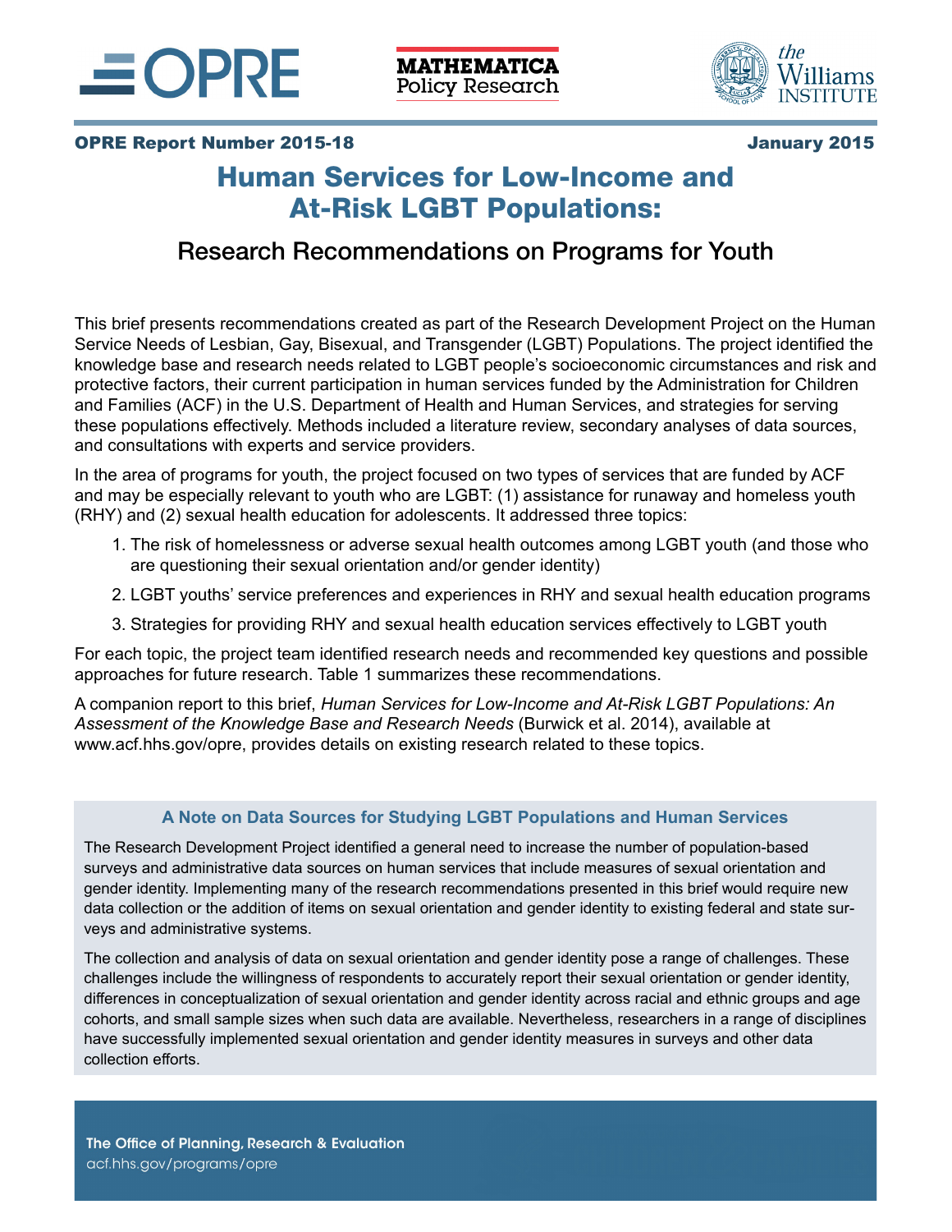OPRE Report Number 2015-18

January 2015

# Human Services for Low-Income and At-Risk LGBT Populations:

## Research Recommendations on Programs for Youth

This brief presents recommendations created as part of the Research Development Project on the Human Service Needs of Lesbian, Gay, Bisexual, and Transgender (LGBT) Populations. The project identified the knowledge base and research needs related to LGBT people's socioeconomic circumstances and risk and protective factors, their current participation in human services funded by the Administration for Children and Families (ACF) in the U.S. Department of Health and Human Services, and strategies for serving these populations effectively. Methods included a literature review, secondary analyses of data sources, and consultations with experts and service providers.

In the area of programs for youth, the project focused on two types of services that are funded by ACF and may be especially relevant to youth who are LGBT: (1) assistance for runaway and homeless youth (RHY) and (2) sexual health education for adolescents. It addressed three topics:

1. The risk of homelessness or adverse sexual health outcomes among LGBT youth (and those who are questioning their sexual orientation and/or gender identity)
2. LGBT youths' service preferences and experiences in RHY and sexual health education programs
3. Strategies for providing RHY and sexual health education services effectively to LGBT youth

For each topic, the project team identified research needs and recommended key questions and possible approaches for future research. Table 1 summarizes these recommendations.

A companion report to this brief, *Human Services for Low-Income and At-Risk LGBT Populations: An Assessment of the Knowledge Base and Research Needs* (Burwick et al. 2014), available at www.acf.hhs.gov/opre, provides details on existing research related to these topics.

### A Note on Data Sources for Studying LGBT Populations and Human Services

The Research Development Project identified a general need to increase the number of population-based surveys and administrative data sources on human services that include measures of sexual orientation and gender identity. Implementing many of the research recommendations presented in this brief would require new data collection or the addition of items on sexual orientation and gender identity to existing federal and state surveys and administrative systems.

The collection and analysis of data on sexual orientation and gender identity pose a range of challenges. These challenges include the willingness of respondents to accurately report their sexual orientation or gender identity, differences in conceptualization of sexual orientation and gender identity across racial and ethnic groups and age cohorts, and small sample sizes when such data are available. Nevertheless, researchers in a range of disciplines have successfully implemented sexual orientation and gender identity measures in surveys and other data collection efforts.

The Office of Planning, Research & Evaluation
acf.hhs.gov/programs/opre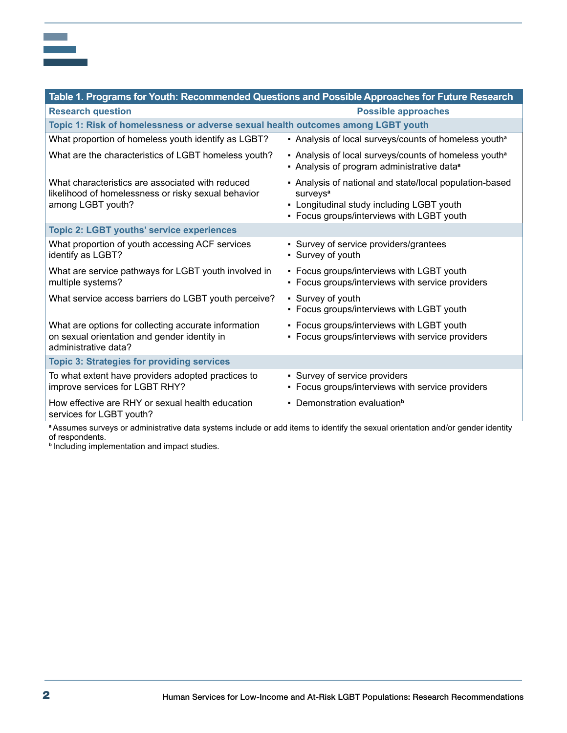**Table 1. Programs for Youth: Recommended Questions and Possible Approaches for Future Research**

| Research question | Possible approaches |
|---|---|
| **Topic 1: Risk of homelessness or adverse sexual health outcomes among LGBT youth** | |
| What proportion of homeless youth identify as LGBT? | ▪ Analysis of local surveys/counts of homeless youth[a] |
| What are the characteristics of LGBT homeless youth? | ▪ Analysis of local surveys/counts of homeless youth[a] <br> ▪ Analysis of program administrative data[a] |
| What characteristics are associated with reduced likelihood of homelessness or risky sexual behavior among LGBT youth? | ▪ Analysis of national and state/local population-based surveys[a] <br> ▪ Longitudinal study including LGBT youth <br> ▪ Focus groups/interviews with LGBT youth |
| **Topic 2: LGBT youths' service experiences** | |
| What proportion of youth accessing ACF services identify as LGBT? | ▪ Survey of service providers/grantees <br> ▪ Survey of youth |
| What are service pathways for LGBT youth involved in multiple systems? | ▪ Focus groups/interviews with LGBT youth <br> ▪ Focus groups/interviews with service providers |
| What service access barriers do LGBT youth perceive? | ▪ Survey of youth <br> ▪ Focus groups/interviews with LGBT youth |
| What are options for collecting accurate information on sexual orientation and gender identity in administrative data? | ▪ Focus groups/interviews with LGBT youth <br> ▪ Focus groups/interviews with service providers |
| **Topic 3: Strategies for providing services** | |
| To what extent have providers adopted practices to improve services for LGBT RHY? | ▪ Survey of service providers <br> ▪ Focus groups/interviews with service providers |
| How effective are RHY or sexual health education services for LGBT youth? | ▪ Demonstration evaluation[b] |

[a] Assumes surveys or administrative data systems include or add items to identify the sexual orientation and/or gender identity of respondents.
[b] Including implementation and impact studies.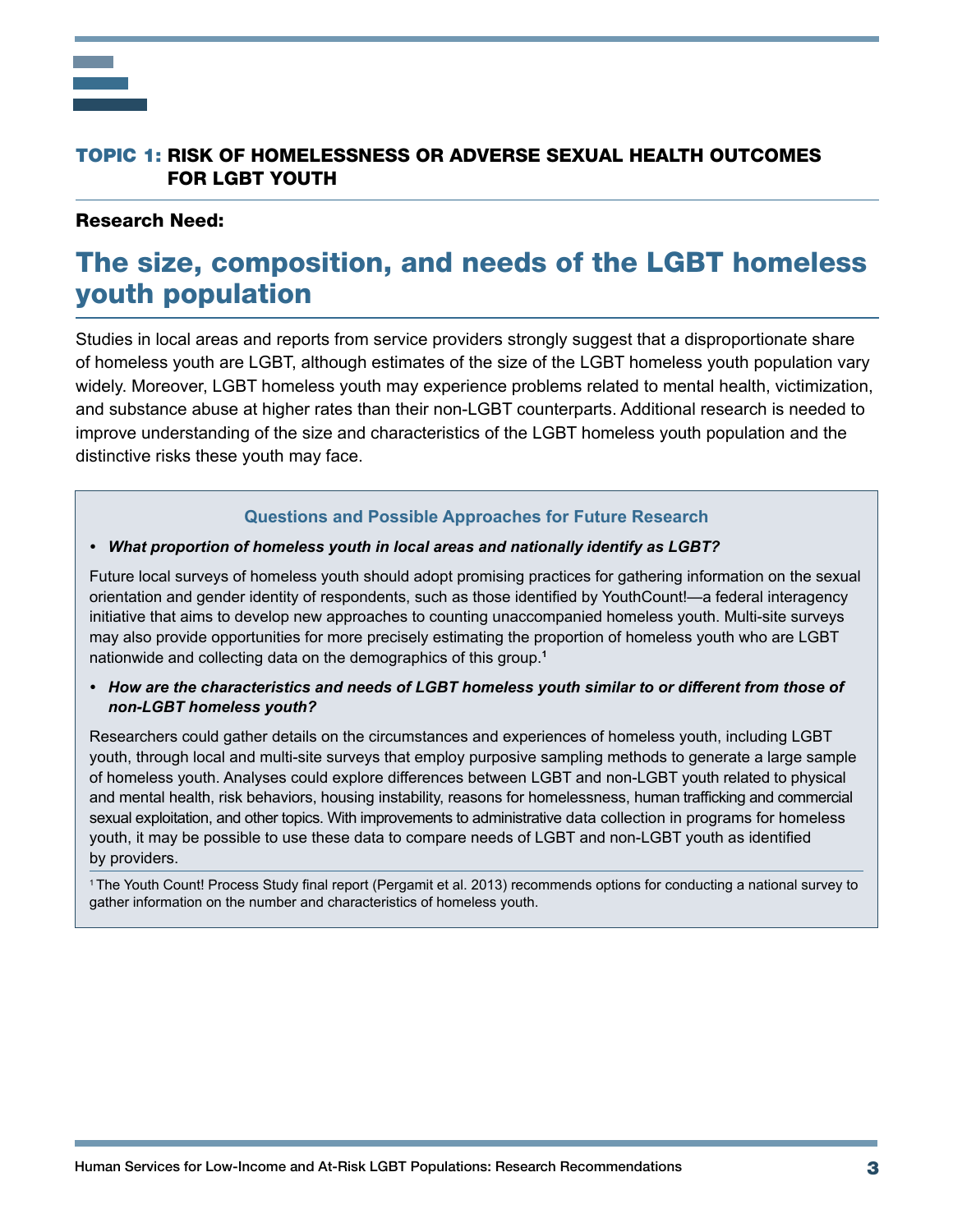## TOPIC 1: RISK OF HOMELESSNESS OR ADVERSE SEXUAL HEALTH OUTCOMES FOR LGBT YOUTH

**Research Need:**

# The size, composition, and needs of the LGBT homeless youth population

Studies in local areas and reports from service providers strongly suggest that a disproportionate share of homeless youth are LGBT, although estimates of the size of the LGBT homeless youth population vary widely. Moreover, LGBT homeless youth may experience problems related to mental health, victimization, and substance abuse at higher rates than their non-LGBT counterparts. Additional research is needed to improve understanding of the size and characteristics of the LGBT homeless youth population and the distinctive risks these youth may face.

### Questions and Possible Approaches for Future Research

- ***What proportion of homeless youth in local areas and nationally identify as LGBT?***

Future local surveys of homeless youth should adopt promising practices for gathering information on the sexual orientation and gender identity of respondents, such as those identified by YouthCount!—a federal interagency initiative that aims to develop new approaches to counting unaccompanied homeless youth. Multi-site surveys may also provide opportunities for more precisely estimating the proportion of homeless youth who are LGBT nationwide and collecting data on the demographics of this group.[1]

- ***How are the characteristics and needs of LGBT homeless youth similar to or different from those of non-LGBT homeless youth?***

Researchers could gather details on the circumstances and experiences of homeless youth, including LGBT youth, through local and multi-site surveys that employ purposive sampling methods to generate a large sample of homeless youth. Analyses could explore differences between LGBT and non-LGBT youth related to physical and mental health, risk behaviors, housing instability, reasons for homelessness, human trafficking and commercial sexual exploitation, and other topics. With improvements to administrative data collection in programs for homeless youth, it may be possible to use these data to compare needs of LGBT and non-LGBT youth as identified by providers.

[1] The Youth Count! Process Study final report (Pergamit et al. 2013) recommends options for conducting a national survey to gather information on the number and characteristics of homeless youth.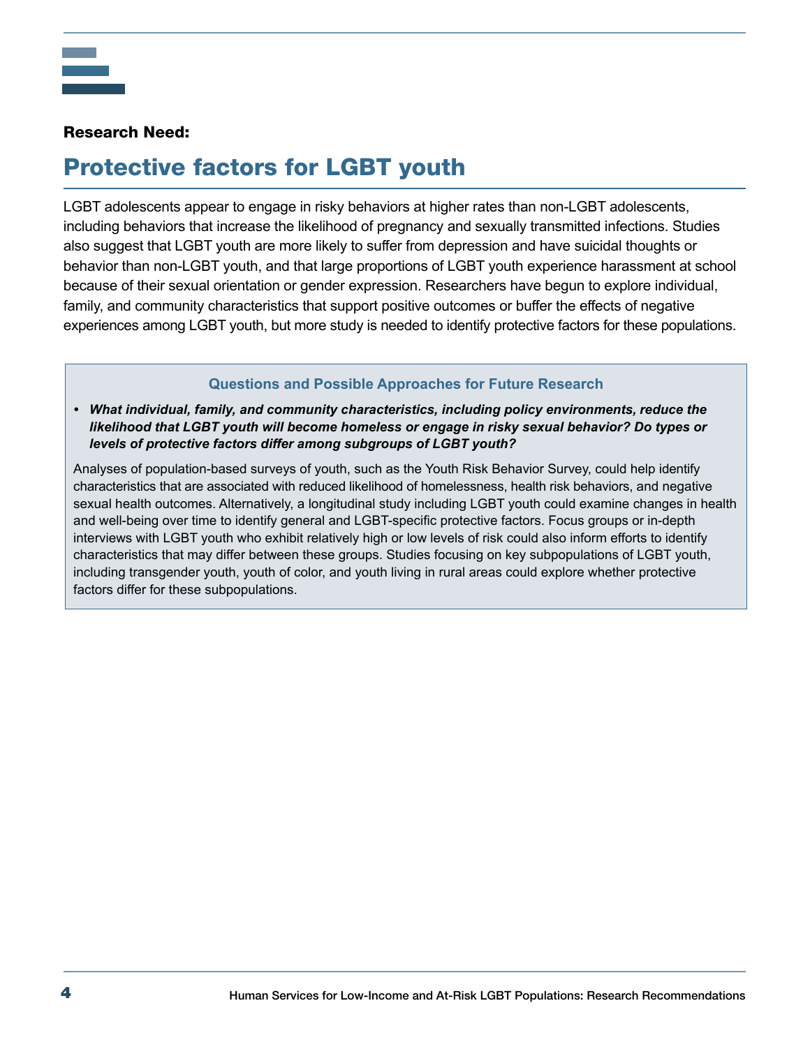**Research Need:**

# Protective factors for LGBT youth

LGBT adolescents appear to engage in risky behaviors at higher rates than non-LGBT adolescents, including behaviors that increase the likelihood of pregnancy and sexually transmitted infections. Studies also suggest that LGBT youth are more likely to suffer from depression and have suicidal thoughts or behavior than non-LGBT youth, and that large proportions of LGBT youth experience harassment at school because of their sexual orientation or gender expression. Researchers have begun to explore individual, family, and community characteristics that support positive outcomes or buffer the effects of negative experiences among LGBT youth, but more study is needed to identify protective factors for these populations.

### Questions and Possible Approaches for Future Research

- ***What individual, family, and community characteristics, including policy environments, reduce the likelihood that LGBT youth will become homeless or engage in risky sexual behavior? Do types or levels of protective factors differ among subgroups of LGBT youth?***

Analyses of population-based surveys of youth, such as the Youth Risk Behavior Survey, could help identify characteristics that are associated with reduced likelihood of homelessness, health risk behaviors, and negative sexual health outcomes. Alternatively, a longitudinal study including LGBT youth could examine changes in health and well-being over time to identify general and LGBT-specific protective factors. Focus groups or in-depth interviews with LGBT youth who exhibit relatively high or low levels of risk could also inform efforts to identify characteristics that may differ between these groups. Studies focusing on key subpopulations of LGBT youth, including transgender youth, youth of color, and youth living in rural areas could explore whether protective factors differ for these subpopulations.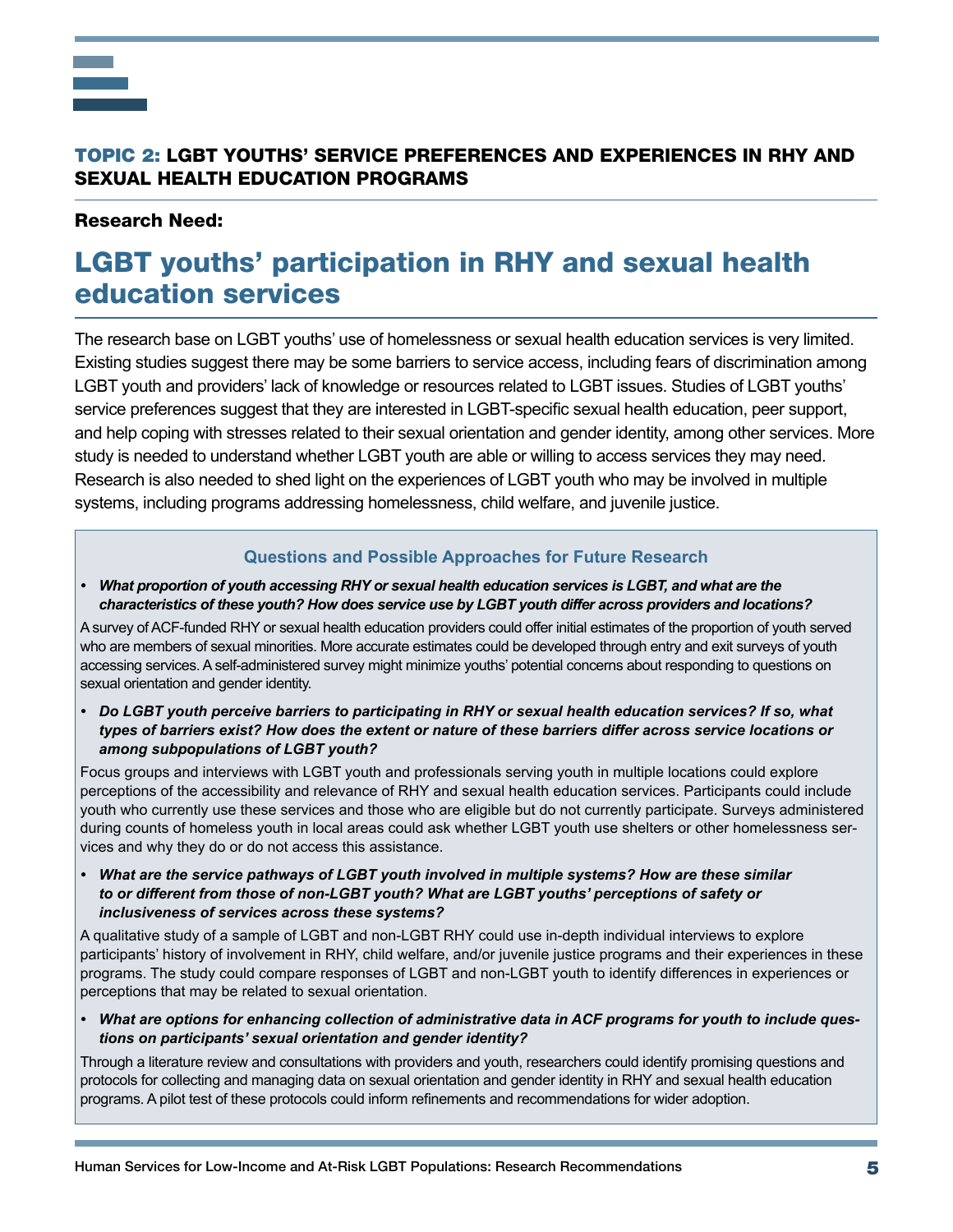## TOPIC 2: LGBT YOUTHS' SERVICE PREFERENCES AND EXPERIENCES IN RHY AND SEXUAL HEALTH EDUCATION PROGRAMS

**Research Need:**

# LGBT youths' participation in RHY and sexual health education services

The research base on LGBT youths' use of homelessness or sexual health education services is very limited. Existing studies suggest there may be some barriers to service access, including fears of discrimination among LGBT youth and providers' lack of knowledge or resources related to LGBT issues. Studies of LGBT youths' service preferences suggest that they are interested in LGBT-specific sexual health education, peer support, and help coping with stresses related to their sexual orientation and gender identity, among other services. More study is needed to understand whether LGBT youth are able or willing to access services they may need. Research is also needed to shed light on the experiences of LGBT youth who may be involved in multiple systems, including programs addressing homelessness, child welfare, and juvenile justice.

### Questions and Possible Approaches for Future Research

- ***What proportion of youth accessing RHY or sexual health education services is LGBT, and what are the characteristics of these youth? How does service use by LGBT youth differ across providers and locations?***

A survey of ACF-funded RHY or sexual health education providers could offer initial estimates of the proportion of youth served who are members of sexual minorities. More accurate estimates could be developed through entry and exit surveys of youth accessing services. A self-administered survey might minimize youths' potential concerns about responding to questions on sexual orientation and gender identity.

- ***Do LGBT youth perceive barriers to participating in RHY or sexual health education services? If so, what types of barriers exist? How does the extent or nature of these barriers differ across service locations or among subpopulations of LGBT youth?***

Focus groups and interviews with LGBT youth and professionals serving youth in multiple locations could explore perceptions of the accessibility and relevance of RHY and sexual health education services. Participants could include youth who currently use these services and those who are eligible but do not currently participate. Surveys administered during counts of homeless youth in local areas could ask whether LGBT youth use shelters or other homelessness services and why they do or do not access this assistance.

- ***What are the service pathways of LGBT youth involved in multiple systems? How are these similar to or different from those of non-LGBT youth? What are LGBT youths' perceptions of safety or inclusiveness of services across these systems?***

A qualitative study of a sample of LGBT and non-LGBT RHY could use in-depth individual interviews to explore participants' history of involvement in RHY, child welfare, and/or juvenile justice programs and their experiences in these programs. The study could compare responses of LGBT and non-LGBT youth to identify differences in experiences or perceptions that may be related to sexual orientation.

- ***What are options for enhancing collection of administrative data in ACF programs for youth to include questions on participants' sexual orientation and gender identity?***

Through a literature review and consultations with providers and youth, researchers could identify promising questions and protocols for collecting and managing data on sexual orientation and gender identity in RHY and sexual health education programs. A pilot test of these protocols could inform refinements and recommendations for wider adoption.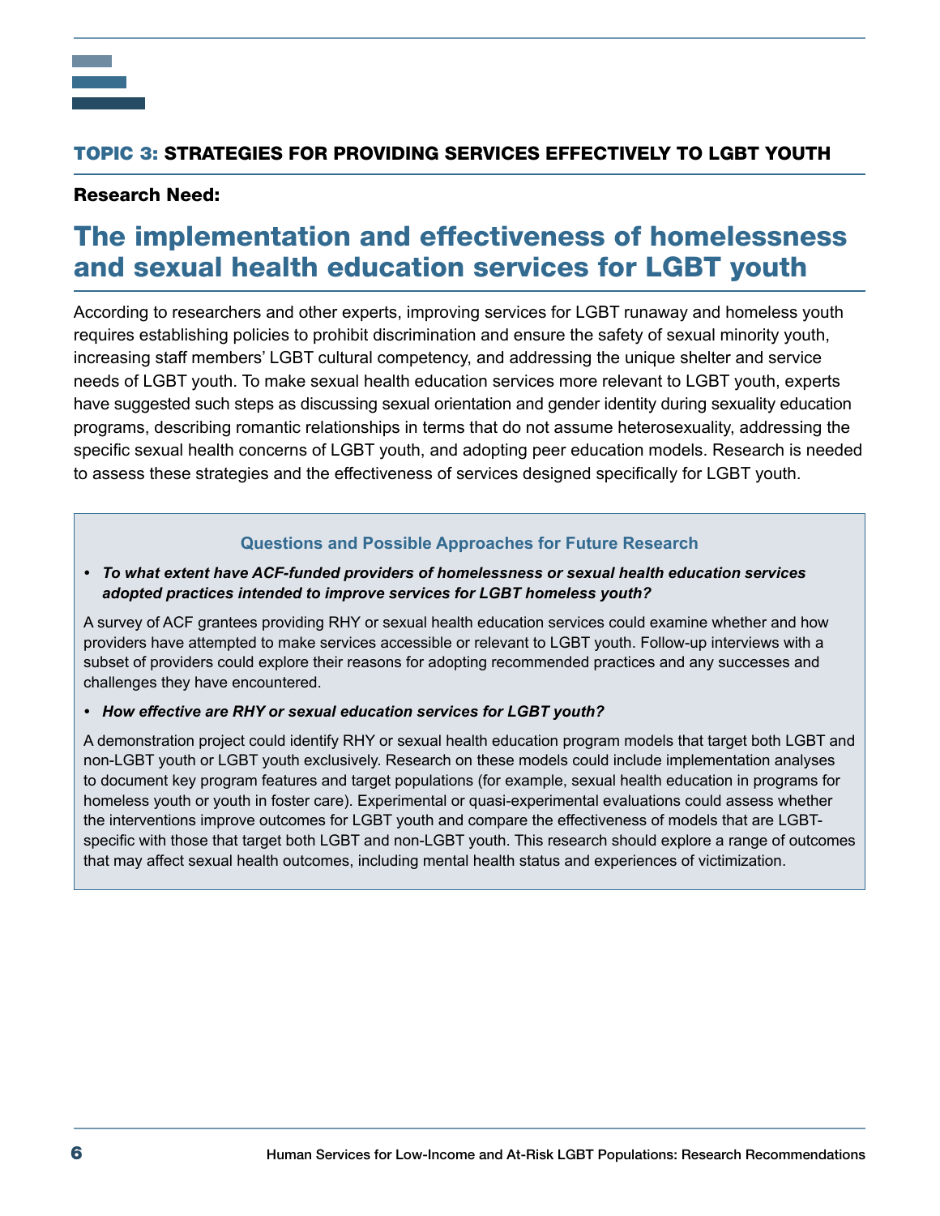## TOPIC 3: STRATEGIES FOR PROVIDING SERVICES EFFECTIVELY TO LGBT YOUTH

**Research Need:**

# The implementation and effectiveness of homelessness and sexual health education services for LGBT youth

According to researchers and other experts, improving services for LGBT runaway and homeless youth requires establishing policies to prohibit discrimination and ensure the safety of sexual minority youth, increasing staff members' LGBT cultural competency, and addressing the unique shelter and service needs of LGBT youth. To make sexual health education services more relevant to LGBT youth, experts have suggested such steps as discussing sexual orientation and gender identity during sexuality education programs, describing romantic relationships in terms that do not assume heterosexuality, addressing the specific sexual health concerns of LGBT youth, and adopting peer education models. Research is needed to assess these strategies and the effectiveness of services designed specifically for LGBT youth.

### Questions and Possible Approaches for Future Research

- ***To what extent have ACF-funded providers of homelessness or sexual health education services adopted practices intended to improve services for LGBT homeless youth?***

A survey of ACF grantees providing RHY or sexual health education services could examine whether and how providers have attempted to make services accessible or relevant to LGBT youth. Follow-up interviews with a subset of providers could explore their reasons for adopting recommended practices and any successes and challenges they have encountered.

- ***How effective are RHY or sexual education services for LGBT youth?***

A demonstration project could identify RHY or sexual health education program models that target both LGBT and non-LGBT youth or LGBT youth exclusively. Research on these models could include implementation analyses to document key program features and target populations (for example, sexual health education in programs for homeless youth or youth in foster care). Experimental or quasi-experimental evaluations could assess whether the interventions improve outcomes for LGBT youth and compare the effectiveness of models that are LGBT-specific with those that target both LGBT and non-LGBT youth. This research should explore a range of outcomes that may affect sexual health outcomes, including mental health status and experiences of victimization.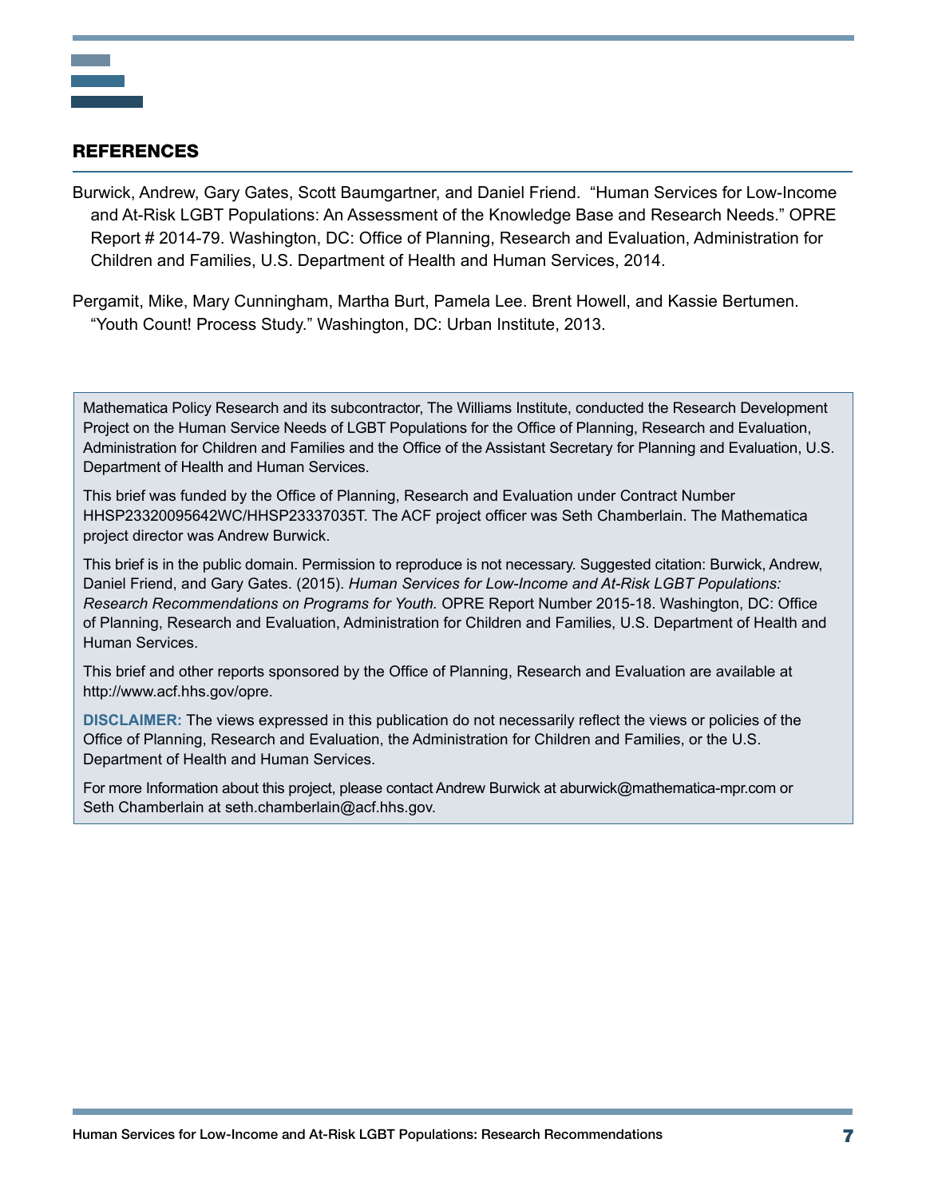## REFERENCES

Burwick, Andrew, Gary Gates, Scott Baumgartner, and Daniel Friend. "Human Services for Low-Income and At-Risk LGBT Populations: An Assessment of the Knowledge Base and Research Needs." OPRE Report # 2014-79. Washington, DC: Office of Planning, Research and Evaluation, Administration for Children and Families, U.S. Department of Health and Human Services, 2014.

Pergamit, Mike, Mary Cunningham, Martha Burt, Pamela Lee. Brent Howell, and Kassie Bertumen. "Youth Count! Process Study." Washington, DC: Urban Institute, 2013.

Mathematica Policy Research and its subcontractor, The Williams Institute, conducted the Research Development Project on the Human Service Needs of LGBT Populations for the Office of Planning, Research and Evaluation, Administration for Children and Families and the Office of the Assistant Secretary for Planning and Evaluation, U.S. Department of Health and Human Services.

This brief was funded by the Office of Planning, Research and Evaluation under Contract Number HHSP23320095642WC/HHSP23337035T. The ACF project officer was Seth Chamberlain. The Mathematica project director was Andrew Burwick.

This brief is in the public domain. Permission to reproduce is not necessary. Suggested citation: Burwick, Andrew, Daniel Friend, and Gary Gates. (2015). *Human Services for Low-Income and At-Risk LGBT Populations: Research Recommendations on Programs for Youth.* OPRE Report Number 2015-18. Washington, DC: Office of Planning, Research and Evaluation, Administration for Children and Families, U.S. Department of Health and Human Services.

This brief and other reports sponsored by the Office of Planning, Research and Evaluation are available at http://www.acf.hhs.gov/opre.

**DISCLAIMER:** The views expressed in this publication do not necessarily reflect the views or policies of the Office of Planning, Research and Evaluation, the Administration for Children and Families, or the U.S. Department of Health and Human Services.

For more Information about this project, please contact Andrew Burwick at aburwick@mathematica-mpr.com or Seth Chamberlain at seth.chamberlain@acf.hhs.gov.